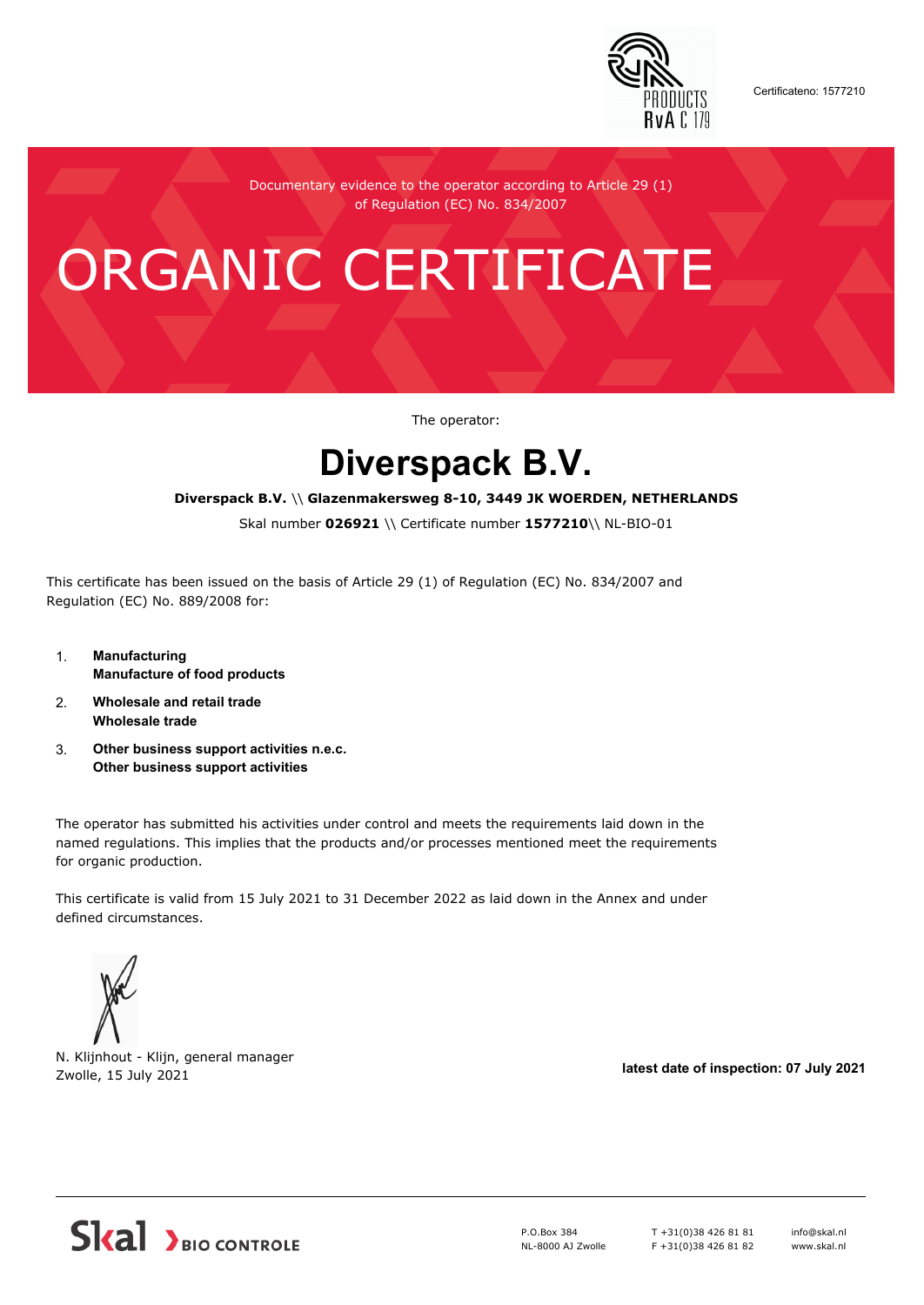Certificateno: 1577210

Documentary evidence to the operator according to Article 29 (1) of Regulation (EC) No. 834/2007

# ORGANIC CERTIFICATE

The operator:

# Diverspack B.V.

**Diverspack B.V.** \\ **Glazenmakersweg 8-10, 3449 JK WOERDEN, NETHERLANDS**

Skal number **026921** \\ Certificate number **1577210**\\ NL-BIO-01

This certificate has been issued on the basis of Article 29 (1) of Regulation (EC) No. 834/2007 and Regulation (EC) No. 889/2008 for:

1. **Manufacturing**
   **Manufacture of food products**
2. **Wholesale and retail trade**
   **Wholesale trade**
3. **Other business support activities n.e.c.**
   **Other business support activities**

The operator has submitted his activities under control and meets the requirements laid down in the named regulations. This implies that the products and/or processes mentioned meet the requirements for organic production.

This certificate is valid from 15 July 2021 to 31 December 2022 as laid down in the Annex and under defined circumstances.

N. Klijnhout - Klijn, general manager
Zwolle, 15 July 2021

**latest date of inspection: 07 July 2021**

Skal BIO CONTROLE

P.O.Box 384
NL-8000 AJ Zwolle

T +31(0)38 426 81 81
F +31(0)38 426 81 82

info@skal.nl
www.skal.nl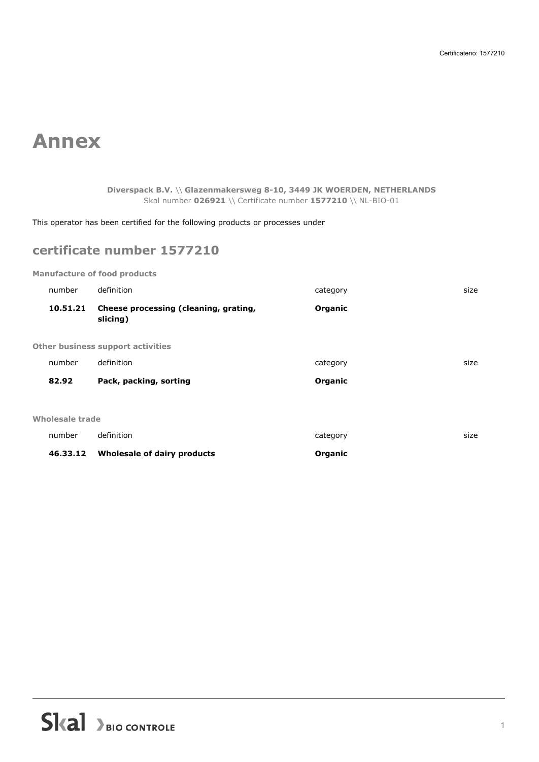# Annex

**Diverspack B.V.** \\ **Glazenmakersweg 8-10, 3449 JK WOERDEN, NETHERLANDS**
Skal number **026921** \\ Certificate number **1577210** \\ NL-BIO-01

This operator has been certified for the following products or processes under

## certificate number 1577210

**Manufacture of food products**

| number | definition | category | size |
|---|---|---|---|
| **10.51.21** | **Cheese processing (cleaning, grating, slicing)** | **Organic** | |

**Other business support activities**

| number | definition | category | size |
|---|---|---|---|
| **82.92** | **Pack, packing, sorting** | **Organic** | |

**Wholesale trade**

| number | definition | category | size |
|---|---|---|---|
| **46.33.12** | **Wholesale of dairy products** | **Organic** | |